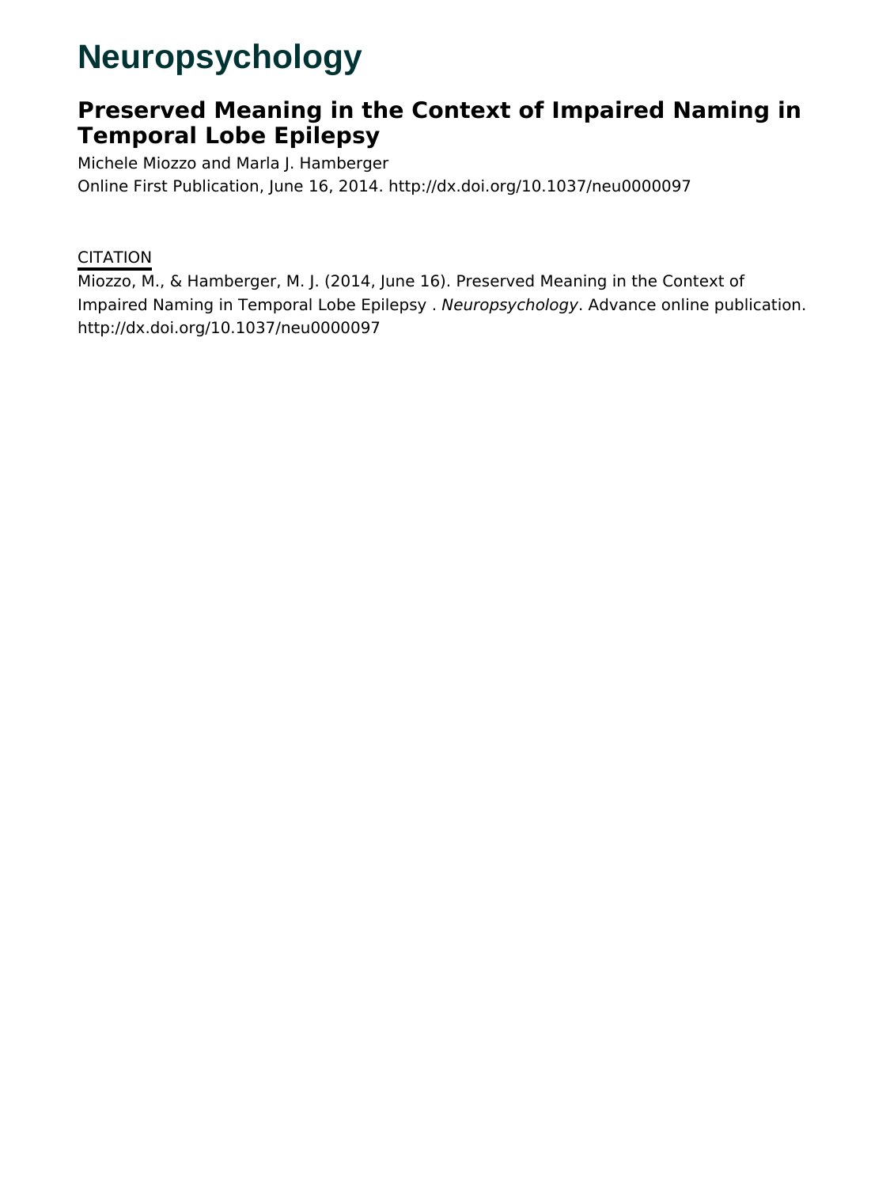# Neuropsychology

## Preserved Meaning in the Context of Impaired Naming in Temporal Lobe Epilepsy

Michele Miozzo and Marla J. Hamberger

Online First Publication, June 16, 2014. http://dx.doi.org/10.1037/neu0000097

CITATION

Miozzo, M., & Hamberger, M. J. (2014, June 16). Preserved Meaning in the Context of Impaired Naming in Temporal Lobe Epilepsy . *Neuropsychology*. Advance online publication. http://dx.doi.org/10.1037/neu0000097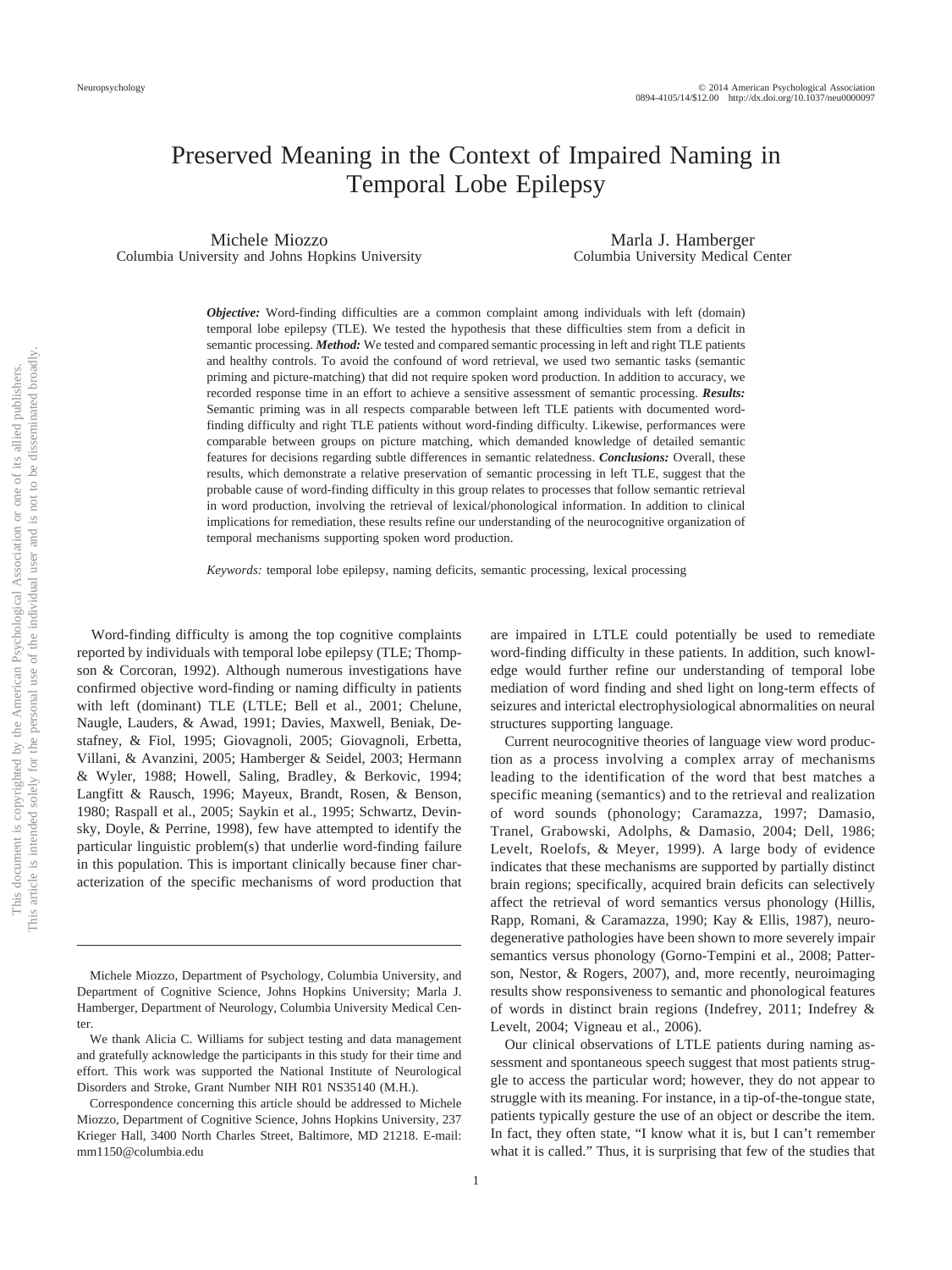# Preserved Meaning in the Context of Impaired Naming in Temporal Lobe Epilepsy

Michele Miozzo
Columbia University and Johns Hopkins University

Marla J. Hamberger
Columbia University Medical Center

***Objective:*** Word-finding difficulties are a common complaint among individuals with left (domain) temporal lobe epilepsy (TLE). We tested the hypothesis that these difficulties stem from a deficit in semantic processing. ***Method:*** We tested and compared semantic processing in left and right TLE patients and healthy controls. To avoid the confound of word retrieval, we used two semantic tasks (semantic priming and picture-matching) that did not require spoken word production. In addition to accuracy, we recorded response time in an effort to achieve a sensitive assessment of semantic processing. ***Results:*** Semantic priming was in all respects comparable between left TLE patients with documented word-finding difficulty and right TLE patients without word-finding difficulty. Likewise, performances were comparable between groups on picture matching, which demanded knowledge of detailed semantic features for decisions regarding subtle differences in semantic relatedness. ***Conclusions:*** Overall, these results, which demonstrate a relative preservation of semantic processing in left TLE, suggest that the probable cause of word-finding difficulty in this group relates to processes that follow semantic retrieval in word production, involving the retrieval of lexical/phonological information. In addition to clinical implications for remediation, these results refine our understanding of the neurocognitive organization of temporal mechanisms supporting spoken word production.

*Keywords:* temporal lobe epilepsy, naming deficits, semantic processing, lexical processing

Word-finding difficulty is among the top cognitive complaints reported by individuals with temporal lobe epilepsy (TLE; Thompson & Corcoran, 1992). Although numerous investigations have confirmed objective word-finding or naming difficulty in patients with left (dominant) TLE (LTLE; Bell et al., 2001; Chelune, Naugle, Lauders, & Awad, 1991; Davies, Maxwell, Beniak, Destafney, & Fiol, 1995; Giovagnoli, 2005; Giovagnoli, Erbetta, Villani, & Avanzini, 2005; Hamberger & Seidel, 2003; Hermann & Wyler, 1988; Howell, Saling, Bradley, & Berkovic, 1994; Langfitt & Rausch, 1996; Mayeux, Brandt, Rosen, & Benson, 1980; Raspall et al., 2005; Saykin et al., 1995; Schwartz, Devinsky, Doyle, & Perrine, 1998), few have attempted to identify the particular linguistic problem(s) that underlie word-finding failure in this population. This is important clinically because finer characterization of the specific mechanisms of word production that are impaired in LTLE could potentially be used to remediate word-finding difficulty in these patients. In addition, such knowledge would further refine our understanding of temporal lobe mediation of word finding and shed light on long-term effects of seizures and interictal electrophysiological abnormalities on neural structures supporting language.

Current neurocognitive theories of language view word production as a process involving a complex array of mechanisms leading to the identification of the word that best matches a specific meaning (semantics) and to the retrieval and realization of word sounds (phonology; Caramazza, 1997; Damasio, Tranel, Grabowski, Adolphs, & Damasio, 2004; Dell, 1986; Levelt, Roelofs, & Meyer, 1999). A large body of evidence indicates that these mechanisms are supported by partially distinct brain regions; specifically, acquired brain deficits can selectively affect the retrieval of word semantics versus phonology (Hillis, Rapp, Romani, & Caramazza, 1990; Kay & Ellis, 1987), neurodegenerative pathologies have been shown to more severely impair semantics versus phonology (Gorno-Tempini et al., 2008; Patterson, Nestor, & Rogers, 2007), and, more recently, neuroimaging results show responsiveness to semantic and phonological features of words in distinct brain regions (Indefrey, 2011; Indefrey & Levelt, 2004; Vigneau et al., 2006).

Our clinical observations of LTLE patients during naming assessment and spontaneous speech suggest that most patients struggle to access the particular word; however, they do not appear to struggle with its meaning. For instance, in a tip-of-the-tongue state, patients typically gesture the use of an object or describe the item. In fact, they often state, "I know what it is, but I can't remember what it is called." Thus, it is surprising that few of the studies that

---

Michele Miozzo, Department of Psychology, Columbia University, and Department of Cognitive Science, Johns Hopkins University; Marla J. Hamberger, Department of Neurology, Columbia University Medical Center.

We thank Alicia C. Williams for subject testing and data management and gratefully acknowledge the participants in this study for their time and effort. This work was supported the National Institute of Neurological Disorders and Stroke, Grant Number NIH R01 NS35140 (M.H.).

Correspondence concerning this article should be addressed to Michele Miozzo, Department of Cognitive Science, Johns Hopkins University, 237 Krieger Hall, 3400 North Charles Street, Baltimore, MD 21218. E-mail: mm1150@columbia.edu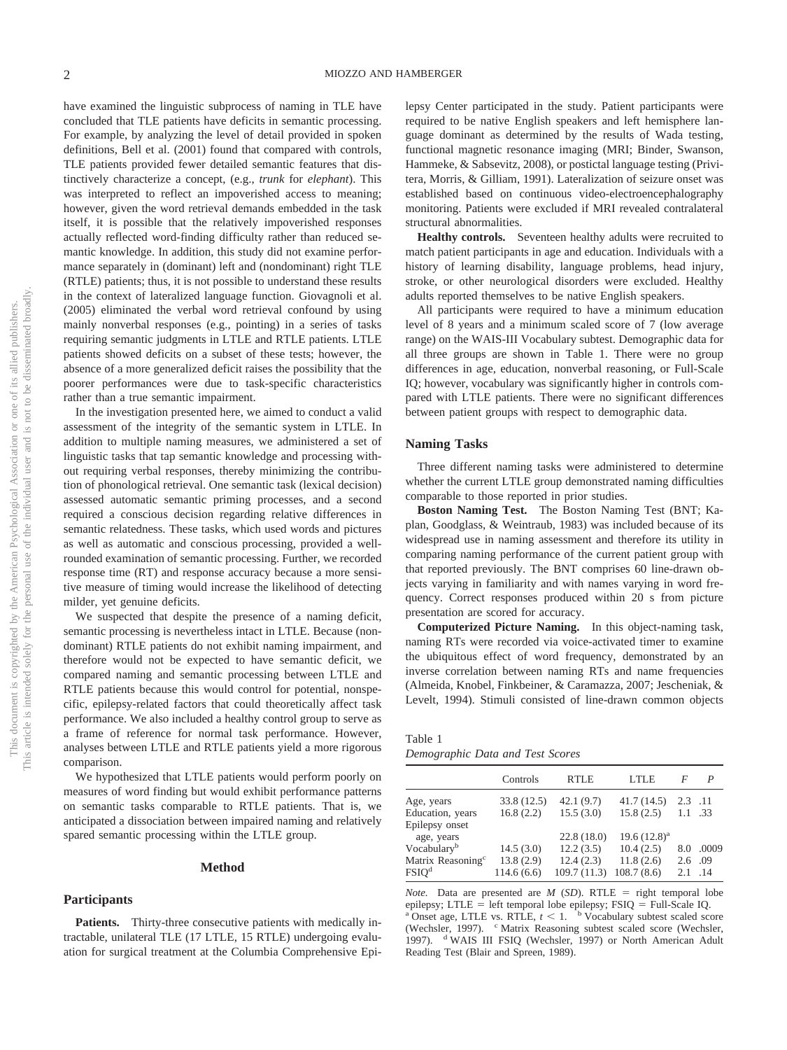have examined the linguistic subprocess of naming in TLE have concluded that TLE patients have deficits in semantic processing. For example, by analyzing the level of detail provided in spoken definitions, Bell et al. (2001) found that compared with controls, TLE patients provided fewer detailed semantic features that distinctively characterize a concept, (e.g., *trunk* for *elephant*). This was interpreted to reflect an impoverished access to meaning; however, given the word retrieval demands embedded in the task itself, it is possible that the relatively impoverished responses actually reflected word-finding difficulty rather than reduced semantic knowledge. In addition, this study did not examine performance separately in (dominant) left and (nondominant) right TLE (RTLE) patients; thus, it is not possible to understand these results in the context of lateralized language function. Giovagnoli et al. (2005) eliminated the verbal word retrieval confound by using mainly nonverbal responses (e.g., pointing) in a series of tasks requiring semantic judgments in LTLE and RTLE patients. LTLE patients showed deficits on a subset of these tests; however, the absence of a more generalized deficit raises the possibility that the poorer performances were due to task-specific characteristics rather than a true semantic impairment.

In the investigation presented here, we aimed to conduct a valid assessment of the integrity of the semantic system in LTLE. In addition to multiple naming measures, we administered a set of linguistic tasks that tap semantic knowledge and processing without requiring verbal responses, thereby minimizing the contribution of phonological retrieval. One semantic task (lexical decision) assessed automatic semantic priming processes, and a second required a conscious decision regarding relative differences in semantic relatedness. These tasks, which used words and pictures as well as automatic and conscious processing, provided a well-rounded examination of semantic processing. Further, we recorded response time (RT) and response accuracy because a more sensitive measure of timing would increase the likelihood of detecting milder, yet genuine deficits.

We suspected that despite the presence of a naming deficit, semantic processing is nevertheless intact in LTLE. Because (nondominant) RTLE patients do not exhibit naming impairment, and therefore would not be expected to have semantic deficit, we compared naming and semantic processing between LTLE and RTLE patients because this would control for potential, nonspecific, epilepsy-related factors that could theoretically affect task performance. We also included a healthy control group to serve as a frame of reference for normal task performance. However, analyses between LTLE and RTLE patients yield a more rigorous comparison.

We hypothesized that LTLE patients would perform poorly on measures of word finding but would exhibit performance patterns on semantic tasks comparable to RTLE patients. That is, we anticipated a dissociation between impaired naming and relatively spared semantic processing within the LTLE group.

## Method

### Participants

**Patients.** Thirty-three consecutive patients with medically intractable, unilateral TLE (17 LTLE, 15 RTLE) undergoing evaluation for surgical treatment at the Columbia Comprehensive Epilepsy Center participated in the study. Patient participants were required to be native English speakers and left hemisphere language dominant as determined by the results of Wada testing, functional magnetic resonance imaging (MRI; Binder, Swanson, Hammeke, & Sabsevitz, 2008), or postictal language testing (Privitera, Morris, & Gilliam, 1991). Lateralization of seizure onset was established based on continuous video-electroencephalography monitoring. Patients were excluded if MRI revealed contralateral structural abnormalities.

**Healthy controls.** Seventeen healthy adults were recruited to match patient participants in age and education. Individuals with a history of learning disability, language problems, head injury, stroke, or other neurological disorders were excluded. Healthy adults reported themselves to be native English speakers.

All participants were required to have a minimum education level of 8 years and a minimum scaled score of 7 (low average range) on the WAIS-III Vocabulary subtest. Demographic data for all three groups are shown in Table 1. There were no group differences in age, education, nonverbal reasoning, or Full-Scale IQ; however, vocabulary was significantly higher in controls compared with LTLE patients. There were no significant differences between patient groups with respect to demographic data.

### Naming Tasks

Three different naming tasks were administered to determine whether the current LTLE group demonstrated naming difficulties comparable to those reported in prior studies.

**Boston Naming Test.** The Boston Naming Test (BNT; Kaplan, Goodglass, & Weintraub, 1983) was included because of its widespread use in naming assessment and therefore its utility in comparing naming performance of the current patient group with that reported previously. The BNT comprises 60 line-drawn objects varying in familiarity and with names varying in word frequency. Correct responses produced within 20 s from picture presentation are scored for accuracy.

**Computerized Picture Naming.** In this object-naming task, naming RTs were recorded via voice-activated timer to examine the ubiquitous effect of word frequency, demonstrated by an inverse correlation between naming RTs and name frequencies (Almeida, Knobel, Finkbeiner, & Caramazza, 2007; Jescheniak, & Levelt, 1994). Stimuli consisted of line-drawn common objects

Table 1
*Demographic Data and Test Scores*

| | Controls | RTLE | LTLE | *F* | *P* |
|---|---|---|---|---|---|
| Age, years | 33.8 (12.5) | 42.1 (9.7) | 41.7 (14.5) | 2.3 | .11 |
| Education, years | 16.8 (2.2) | 15.5 (3.0) | 15.8 (2.5) | 1.1 | .33 |
| Epilepsy onset age, years | | 22.8 (18.0) | 19.6 (12.8)[a] | | |
| Vocabulary[b] | 14.5 (3.0) | 12.2 (3.5) | 10.4 (2.5) | 8.0 | .0009 |
| Matrix Reasoning[c] | 13.8 (2.9) | 12.4 (2.3) | 11.8 (2.6) | 2.6 | .09 |
| FSIQ[d] | 114.6 (6.6) | 109.7 (11.3) | 108.7 (8.6) | 2.1 | .14 |

*Note.* Data are presented are *M* (*SD*). RTLE = right temporal lobe epilepsy; LTLE = left temporal lobe epilepsy; FSIQ = Full-Scale IQ.
[a] Onset age, LTLE vs. RTLE, $t < 1$. [b] Vocabulary subtest scaled score (Wechsler, 1997). [c] Matrix Reasoning subtest scaled score (Wechsler, 1997). [d] WAIS III FSIQ (Wechsler, 1997) or North American Adult Reading Test (Blair and Spreen, 1989).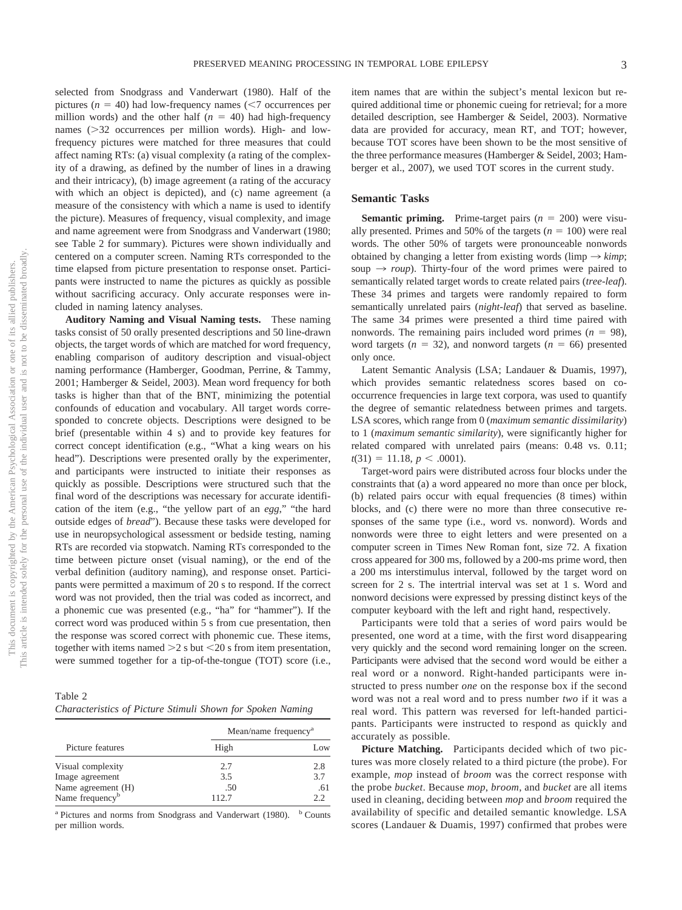selected from Snodgrass and Vanderwart (1980). Half of the pictures ($n = 40$) had low-frequency names ($<$7 occurrences per million words) and the other half ($n = 40$) had high-frequency names ($>$32 occurrences per million words). High- and low-frequency pictures were matched for three measures that could affect naming RTs: (a) visual complexity (a rating of the complexity of a drawing, as defined by the number of lines in a drawing and their intricacy), (b) image agreement (a rating of the accuracy with which an object is depicted), and (c) name agreement (a measure of the consistency with which a name is used to identify the picture). Measures of frequency, visual complexity, and image and name agreement were from Snodgrass and Vanderwart (1980; see Table 2 for summary). Pictures were shown individually and centered on a computer screen. Naming RTs corresponded to the time elapsed from picture presentation to response onset. Participants were instructed to name the pictures as quickly as possible without sacrificing accuracy. Only accurate responses were included in naming latency analyses.

**Auditory Naming and Visual Naming tests.** These naming tasks consist of 50 orally presented descriptions and 50 line-drawn objects, the target words of which are matched for word frequency, enabling comparison of auditory description and visual-object naming performance (Hamberger, Goodman, Perrine, & Tammy, 2001; Hamberger & Seidel, 2003). Mean word frequency for both tasks is higher than that of the BNT, minimizing the potential confounds of education and vocabulary. All target words corresponded to concrete objects. Descriptions were designed to be brief (presentable within 4 s) and to provide key features for correct concept identification (e.g., "What a king wears on his head"). Descriptions were presented orally by the experimenter, and participants were instructed to initiate their responses as quickly as possible. Descriptions were structured such that the final word of the descriptions was necessary for accurate identification of the item (e.g., "the yellow part of an *egg*," "the hard outside edges of *bread*"). Because these tasks were developed for use in neuropsychological assessment or bedside testing, naming RTs are recorded via stopwatch. Naming RTs corresponded to the time between picture onset (visual naming), or the end of the verbal definition (auditory naming), and response onset. Participants were permitted a maximum of 20 s to respond. If the correct word was not provided, then the trial was coded as incorrect, and a phonemic cue was presented (e.g., "ha" for "hammer"). If the correct word was produced within 5 s from cue presentation, then the response was scored correct with phonemic cue. These items, together with items named $>$2 s but $<$20 s from item presentation, were summed together for a tip-of-the-tongue (TOT) score (i.e., item names that are within the subject's mental lexicon but required additional time or phonemic cueing for retrieval; for a more detailed description, see Hamberger & Seidel, 2003). Normative data are provided for accuracy, mean RT, and TOT; however, because TOT scores have been shown to be the most sensitive of the three performance measures (Hamberger & Seidel, 2003; Hamberger et al., 2007), we used TOT scores in the current study.

Table 2
*Characteristics of Picture Stimuli Shown for Spoken Naming*

| Picture features | Mean/name frequency[a] | |
|---|---|---|
| | High | Low |
| Visual complexity | 2.7 | 2.8 |
| Image agreement | 3.5 | 3.7 |
| Name agreement (H) | .50 | .61 |
| Name frequency[b] | 112.7 | 2.2 |

[a] Pictures and norms from Snodgrass and Vanderwart (1980). [b] Counts per million words.

## Semantic Tasks

**Semantic priming.** Prime-target pairs ($n = 200$) were visually presented. Primes and 50% of the targets ($n = 100$) were real words. The other 50% of targets were pronounceable nonwords obtained by changing a letter from existing words (limp → *kimp*; soup → *roup*). Thirty-four of the word primes were paired to semantically related target words to create related pairs (*tree-leaf*). These 34 primes and targets were randomly repaired to form semantically unrelated pairs (*night-leaf*) that served as baseline. The same 34 primes were presented a third time paired with nonwords. The remaining pairs included word primes ($n = 98$), word targets ($n = 32$), and nonword targets ($n = 66$) presented only once.

Latent Semantic Analysis (LSA; Landauer & Duamis, 1997), which provides semantic relatedness scores based on co-occurrence frequencies in large text corpora, was used to quantify the degree of semantic relatedness between primes and targets. LSA scores, which range from 0 (*maximum semantic dissimilarity*) to 1 (*maximum semantic similarity*), were significantly higher for related compared with unrelated pairs (means: 0.48 vs. 0.11; $t(31) = 11.18$, $p < .0001$).

Target-word pairs were distributed across four blocks under the constraints that (a) a word appeared no more than once per block, (b) related pairs occur with equal frequencies (8 times) within blocks, and (c) there were no more than three consecutive responses of the same type (i.e., word vs. nonword). Words and nonwords were three to eight letters and were presented on a computer screen in Times New Roman font, size 72. A fixation cross appeared for 300 ms, followed by a 200-ms prime word, then a 200 ms interstimulus interval, followed by the target word on screen for 2 s. The intertrial interval was set at 1 s. Word and nonword decisions were expressed by pressing distinct keys of the computer keyboard with the left and right hand, respectively.

Participants were told that a series of word pairs would be presented, one word at a time, with the first word disappearing very quickly and the second word remaining longer on the screen. Participants were advised that the second word would be either a real word or a nonword. Right-handed participants were instructed to press number *one* on the response box if the second word was not a real word and to press number *two* if it was a real word. This pattern was reversed for left-handed participants. Participants were instructed to respond as quickly and accurately as possible.

**Picture Matching.** Participants decided which of two pictures was more closely related to a third picture (the probe). For example, *mop* instead of *broom* was the correct response with the probe *bucket*. Because *mop*, *broom*, and *bucket* are all items used in cleaning, deciding between *mop* and *broom* required the availability of specific and detailed semantic knowledge. LSA scores (Landauer & Duamis, 1997) confirmed that probes were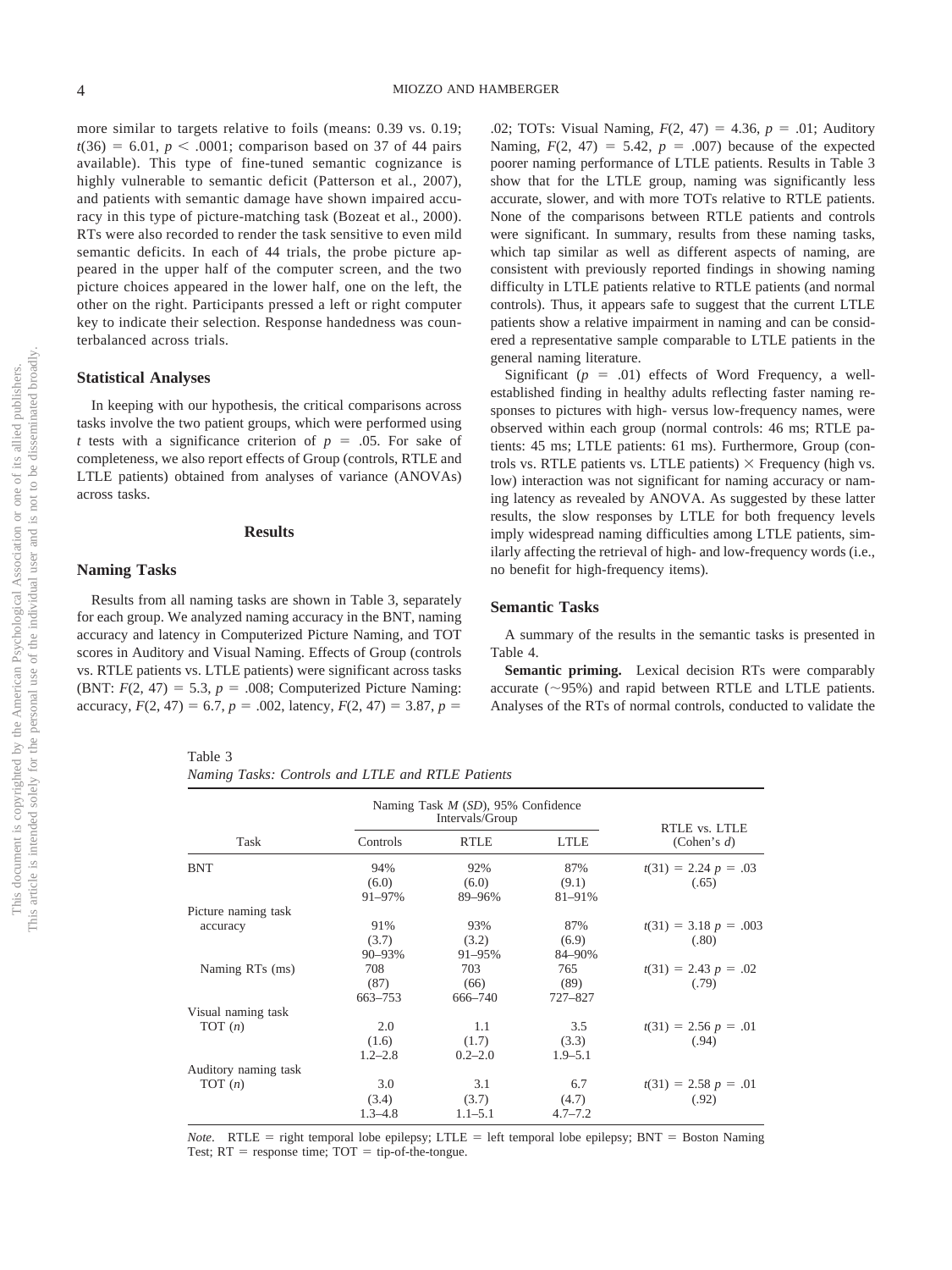more similar to targets relative to foils (means: 0.39 vs. 0.19; $t(36) = 6.01$, $p < .0001$; comparison based on 37 of 44 pairs available). This type of fine-tuned semantic cognizance is highly vulnerable to semantic deficit (Patterson et al., 2007), and patients with semantic damage have shown impaired accuracy in this type of picture-matching task (Bozeat et al., 2000). RTs were also recorded to render the task sensitive to even mild semantic deficits. In each of 44 trials, the probe picture appeared in the upper half of the computer screen, and the two picture choices appeared in the lower half, one on the left, the other on the right. Participants pressed a left or right computer key to indicate their selection. Response handedness was counterbalanced across trials.

### Statistical Analyses

In keeping with our hypothesis, the critical comparisons across tasks involve the two patient groups, which were performed using $t$ tests with a significance criterion of $p = .05$. For sake of completeness, we also report effects of Group (controls, RTLE and LTLE patients) obtained from analyses of variance (ANOVAs) across tasks.

## Results

### Naming Tasks

Results from all naming tasks are shown in Table 3, separately for each group. We analyzed naming accuracy in the BNT, naming accuracy and latency in Computerized Picture Naming, and TOT scores in Auditory and Visual Naming. Effects of Group (controls vs. RTLE patients vs. LTLE patients) were significant across tasks (BNT: $F(2, 47) = 5.3$, $p = .008$; Computerized Picture Naming: accuracy, $F(2, 47) = 6.7$, $p = .002$, latency, $F(2, 47) = 3.87$, $p = .02$; TOTs: Visual Naming, $F(2, 47) = 4.36$, $p = .01$; Auditory Naming, $F(2, 47) = 5.42$, $p = .007$) because of the expected poorer naming performance of LTLE patients. Results in Table 3 show that for the LTLE group, naming was significantly less accurate, slower, and with more TOTs relative to RTLE patients. None of the comparisons between RTLE patients and controls were significant. In summary, results from these naming tasks, which tap similar as well as different aspects of naming, are consistent with previously reported findings in showing naming difficulty in LTLE patients relative to RTLE patients (and normal controls). Thus, it appears safe to suggest that the current LTLE patients show a relative impairment in naming and can be considered a representative sample comparable to LTLE patients in the general naming literature.

Significant ($p = .01$) effects of Word Frequency, a well-established finding in healthy adults reflecting faster naming responses to pictures with high- versus low-frequency names, were observed within each group (normal controls: 46 ms; RTLE patients: 45 ms; LTLE patients: 61 ms). Furthermore, Group (controls vs. RTLE patients vs. LTLE patients) × Frequency (high vs. low) interaction was not significant for naming accuracy or naming latency as revealed by ANOVA. As suggested by these latter results, the slow responses by LTLE for both frequency levels imply widespread naming difficulties among LTLE patients, similarly affecting the retrieval of high- and low-frequency words (i.e., no benefit for high-frequency items).

### Semantic Tasks

A summary of the results in the semantic tasks is presented in Table 4.

**Semantic priming.** Lexical decision RTs were comparably accurate (~95%) and rapid between RTLE and LTLE patients. Analyses of the RTs of normal controls, conducted to validate the

Table 3
*Naming Tasks: Controls and LTLE and RTLE Patients*

| Task | Naming Task *M* (*SD*), 95% Confidence Intervals/Group | | | RTLE vs. LTLE (Cohen's *d*) |
|---|---|---|---|---|
| | Controls | RTLE | LTLE | |
| BNT | 94% (6.0) 91–97% | 92% (6.0) 89–96% | 87% (9.1) 81–91% | $t(31) = 2.24$ $p = .03$ (.65) |
| Picture naming task | | | | |
| accuracy | 91% (3.7) 90–93% | 93% (3.2) 91–95% | 87% (6.9) 84–90% | $t(31) = 3.18$ $p = .003$ (.80) |
| Naming RTs (ms) | 708 (87) 663–753 | 703 (66) 666–740 | 765 (89) 727–827 | $t(31) = 2.43$ $p = .02$ (.79) |
| Visual naming task | | | | |
| TOT (*n*) | 2.0 (1.6) 1.2–2.8 | 1.1 (1.7) 0.2–2.0 | 3.5 (3.3) 1.9–5.1 | $t(31) = 2.56$ $p = .01$ (.94) |
| Auditory naming task | | | | |
| TOT (*n*) | 3.0 (3.4) 1.3–4.8 | 3.1 (3.7) 1.1–5.1 | 6.7 (4.7) 4.7–7.2 | $t(31) = 2.58$ $p = .01$ (.92) |

*Note*. RTLE = right temporal lobe epilepsy; LTLE = left temporal lobe epilepsy; BNT = Boston Naming Test; RT = response time; TOT = tip-of-the-tongue.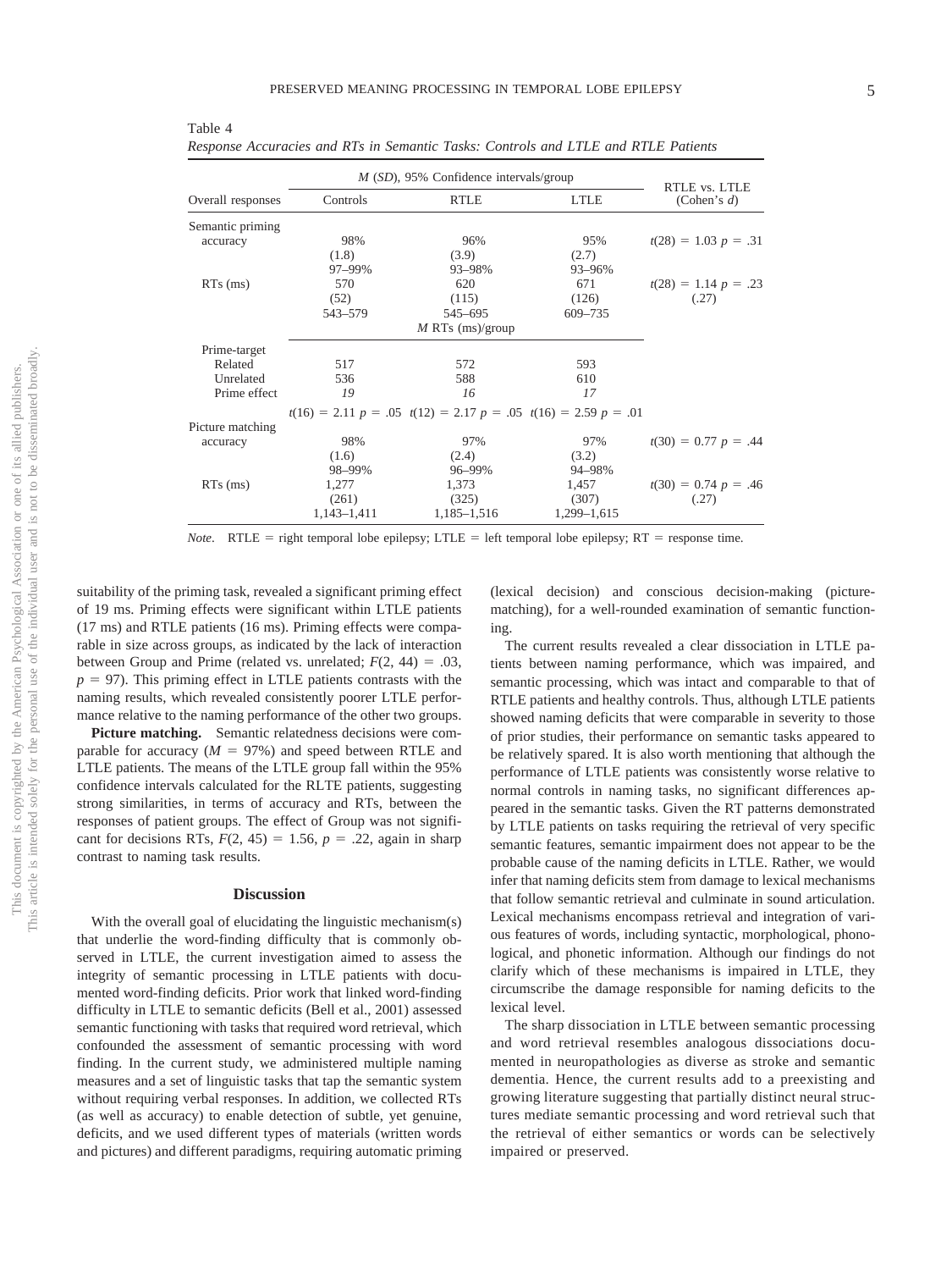Table 4
*Response Accuracies and RTs in Semantic Tasks: Controls and LTLE and RTLE Patients*

| Overall responses | *M* (*SD*), 95% Confidence intervals/group | | | RTLE vs. LTLE (Cohen's *d*) |
|---|---|---|---|---|
| | Controls | RTLE | LTLE | |
| Semantic priming | | | | |
| accuracy | 98% (1.8) 97–99% | 96% (3.9) 93–98% | 95% (2.7) 93–96% | $t(28) = 1.03$ $p = .31$ |
| RTs (ms) | 570 (52) 543–579 | 620 (115) 545–695 | 671 (126) 609–735 | $t(28) = 1.14$ $p = .23$ (.27) |
| | *M* RTs (ms)/group | | | |
| Prime-target | | | | |
| Related | 517 | 572 | 593 | |
| Unrelated | 536 | 588 | 610 | |
| Prime effect | *19* | *16* | *17* | |
| | $t(16) = 2.11$ $p = .05$ | $t(12) = 2.17$ $p = .05$ | $t(16) = 2.59$ $p = .01$ | |
| Picture matching | | | | |
| accuracy | 98% (1.6) 98–99% | 97% (2.4) 96–99% | 97% (3.2) 94–98% | $t(30) = 0.77$ $p = .44$ |
| RTs (ms) | 1,277 (261) 1,143–1,411 | 1,373 (325) 1,185–1,516 | 1,457 (307) 1,299–1,615 | $t(30) = 0.74$ $p = .46$ (.27) |

*Note*. RTLE = right temporal lobe epilepsy; LTLE = left temporal lobe epilepsy; RT = response time.

suitability of the priming task, revealed a significant priming effect of 19 ms. Priming effects were significant within LTLE patients (17 ms) and RTLE patients (16 ms). Priming effects were comparable in size across groups, as indicated by the lack of interaction between Group and Prime (related vs. unrelated; $F(2, 44) = .03$, $p = 97$). This priming effect in LTLE patients contrasts with the naming results, which revealed consistently poorer LTLE performance relative to the naming performance of the other two groups.

**Picture matching.** Semantic relatedness decisions were comparable for accuracy ($M = 97\%$) and speed between RTLE and LTLE patients. The means of the LTLE group fall within the 95% confidence intervals calculated for the RLTE patients, suggesting strong similarities, in terms of accuracy and RTs, between the responses of patient groups. The effect of Group was not significant for decisions RTs, $F(2, 45) = 1.56$, $p = .22$, again in sharp contrast to naming task results.

## Discussion

With the overall goal of elucidating the linguistic mechanism(s) that underlie the word-finding difficulty that is commonly observed in LTLE, the current investigation aimed to assess the integrity of semantic processing in LTLE patients with documented word-finding deficits. Prior work that linked word-finding difficulty in LTLE to semantic deficits (Bell et al., 2001) assessed semantic functioning with tasks that required word retrieval, which confounded the assessment of semantic processing with word finding. In the current study, we administered multiple naming measures and a set of linguistic tasks that tap the semantic system without requiring verbal responses. In addition, we collected RTs (as well as accuracy) to enable detection of subtle, yet genuine, deficits, and we used different types of materials (written words and pictures) and different paradigms, requiring automatic priming (lexical decision) and conscious decision-making (picture-matching), for a well-rounded examination of semantic functioning.

The current results revealed a clear dissociation in LTLE patients between naming performance, which was impaired, and semantic processing, which was intact and comparable to that of RTLE patients and healthy controls. Thus, although LTLE patients showed naming deficits that were comparable in severity to those of prior studies, their performance on semantic tasks appeared to be relatively spared. It is also worth mentioning that although the performance of LTLE patients was consistently worse relative to normal controls in naming tasks, no significant differences appeared in the semantic tasks. Given the RT patterns demonstrated by LTLE patients on tasks requiring the retrieval of very specific semantic features, semantic impairment does not appear to be the probable cause of the naming deficits in LTLE. Rather, we would infer that naming deficits stem from damage to lexical mechanisms that follow semantic retrieval and culminate in sound articulation. Lexical mechanisms encompass retrieval and integration of various features of words, including syntactic, morphological, phonological, and phonetic information. Although our findings do not clarify which of these mechanisms is impaired in LTLE, they circumscribe the damage responsible for naming deficits to the lexical level.

The sharp dissociation in LTLE between semantic processing and word retrieval resembles analogous dissociations documented in neuropathologies as diverse as stroke and semantic dementia. Hence, the current results add to a preexisting and growing literature suggesting that partially distinct neural structures mediate semantic processing and word retrieval such that the retrieval of either semantics or words can be selectively impaired or preserved.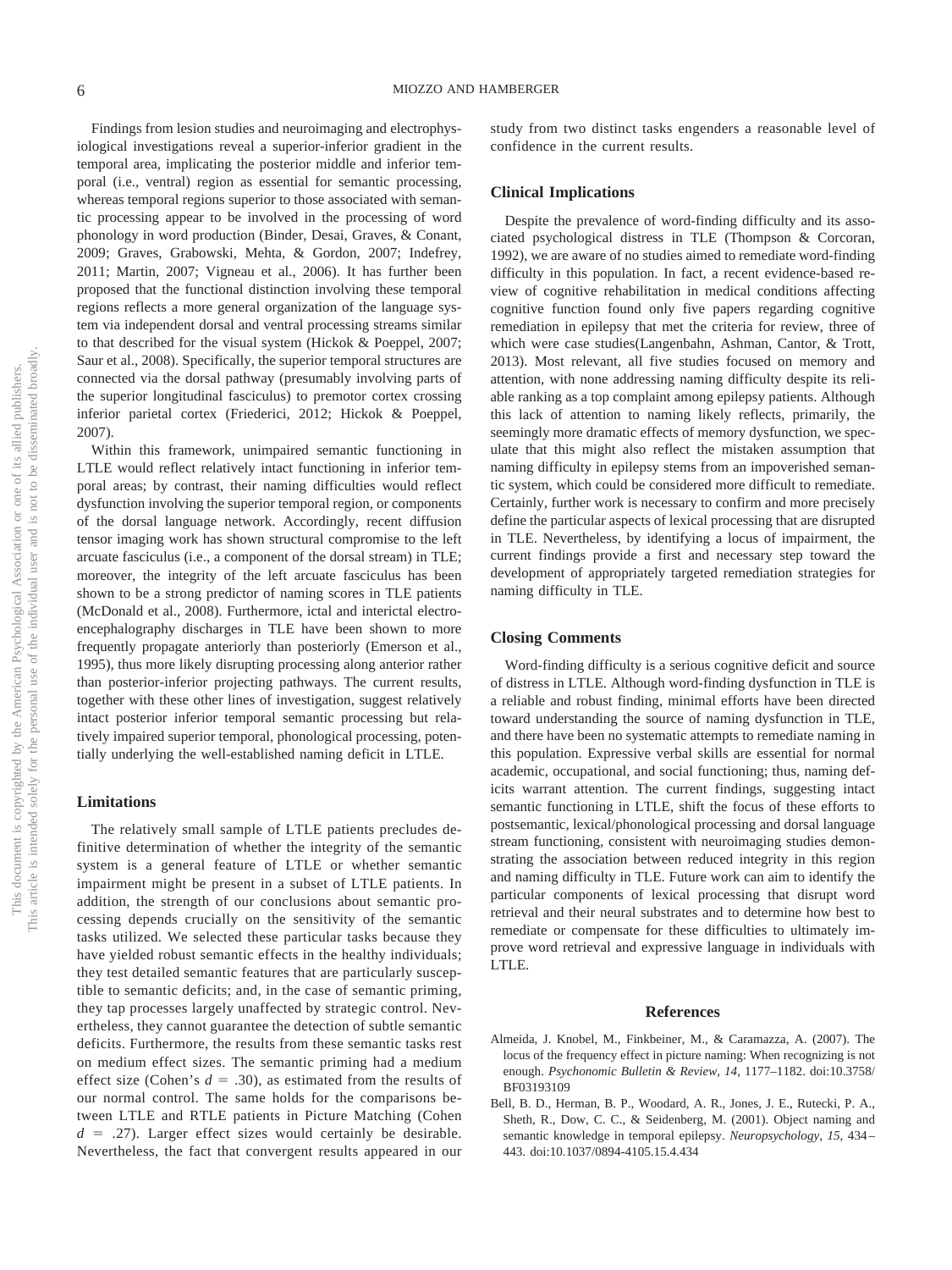Findings from lesion studies and neuroimaging and electrophysiological investigations reveal a superior-inferior gradient in the temporal area, implicating the posterior middle and inferior temporal (i.e., ventral) region as essential for semantic processing, whereas temporal regions superior to those associated with semantic processing appear to be involved in the processing of word phonology in word production (Binder, Desai, Graves, & Conant, 2009; Graves, Grabowski, Mehta, & Gordon, 2007; Indefrey, 2011; Martin, 2007; Vigneau et al., 2006). It has further been proposed that the functional distinction involving these temporal regions reflects a more general organization of the language system via independent dorsal and ventral processing streams similar to that described for the visual system (Hickok & Poeppel, 2007; Saur et al., 2008). Specifically, the superior temporal structures are connected via the dorsal pathway (presumably involving parts of the superior longitudinal fasciculus) to premotor cortex crossing inferior parietal cortex (Friederici, 2012; Hickok & Poeppel, 2007).

Within this framework, unimpaired semantic functioning in LTLE would reflect relatively intact functioning in inferior temporal areas; by contrast, their naming difficulties would reflect dysfunction involving the superior temporal region, or components of the dorsal language network. Accordingly, recent diffusion tensor imaging work has shown structural compromise to the left arcuate fasciculus (i.e., a component of the dorsal stream) in TLE; moreover, the integrity of the left arcuate fasciculus has been shown to be a strong predictor of naming scores in TLE patients (McDonald et al., 2008). Furthermore, ictal and interictal electroencephalography discharges in TLE have been shown to more frequently propagate anteriorly than posteriorly (Emerson et al., 1995), thus more likely disrupting processing along anterior rather than posterior-inferior projecting pathways. The current results, together with these other lines of investigation, suggest relatively intact posterior inferior temporal semantic processing but relatively impaired superior temporal, phonological processing, potentially underlying the well-established naming deficit in LTLE.

## Limitations

The relatively small sample of LTLE patients precludes definitive determination of whether the integrity of the semantic system is a general feature of LTLE or whether semantic impairment might be present in a subset of LTLE patients. In addition, the strength of our conclusions about semantic processing depends crucially on the sensitivity of the semantic tasks utilized. We selected these particular tasks because they have yielded robust semantic effects in the healthy individuals; they test detailed semantic features that are particularly susceptible to semantic deficits; and, in the case of semantic priming, they tap processes largely unaffected by strategic control. Nevertheless, they cannot guarantee the detection of subtle semantic deficits. Furthermore, the results from these semantic tasks rest on medium effect sizes. The semantic priming had a medium effect size (Cohen's $d = .30$), as estimated from the results of our normal control. The same holds for the comparisons between LTLE and RTLE patients in Picture Matching (Cohen $d = .27$). Larger effect sizes would certainly be desirable. Nevertheless, the fact that convergent results appeared in our study from two distinct tasks engenders a reasonable level of confidence in the current results.

## Clinical Implications

Despite the prevalence of word-finding difficulty and its associated psychological distress in TLE (Thompson & Corcoran, 1992), we are aware of no studies aimed to remediate word-finding difficulty in this population. In fact, a recent evidence-based review of cognitive rehabilitation in medical conditions affecting cognitive function found only five papers regarding cognitive remediation in epilepsy that met the criteria for review, three of which were case studies(Langenbahn, Ashman, Cantor, & Trott, 2013). Most relevant, all five studies focused on memory and attention, with none addressing naming difficulty despite its reliable ranking as a top complaint among epilepsy patients. Although this lack of attention to naming likely reflects, primarily, the seemingly more dramatic effects of memory dysfunction, we speculate that this might also reflect the mistaken assumption that naming difficulty in epilepsy stems from an impoverished semantic system, which could be considered more difficult to remediate. Certainly, further work is necessary to confirm and more precisely define the particular aspects of lexical processing that are disrupted in TLE. Nevertheless, by identifying a locus of impairment, the current findings provide a first and necessary step toward the development of appropriately targeted remediation strategies for naming difficulty in TLE.

## Closing Comments

Word-finding difficulty is a serious cognitive deficit and source of distress in LTLE. Although word-finding dysfunction in TLE is a reliable and robust finding, minimal efforts have been directed toward understanding the source of naming dysfunction in TLE, and there have been no systematic attempts to remediate naming in this population. Expressive verbal skills are essential for normal academic, occupational, and social functioning; thus, naming deficits warrant attention. The current findings, suggesting intact semantic functioning in LTLE, shift the focus of these efforts to postsemantic, lexical/phonological processing and dorsal language stream functioning, consistent with neuroimaging studies demonstrating the association between reduced integrity in this region and naming difficulty in TLE. Future work can aim to identify the particular components of lexical processing that disrupt word retrieval and their neural substrates and to determine how best to remediate or compensate for these difficulties to ultimately improve word retrieval and expressive language in individuals with LTLE.

## References

Almeida, J. Knobel, M., Finkbeiner, M., & Caramazza, A. (2007). The locus of the frequency effect in picture naming: When recognizing is not enough. *Psychonomic Bulletin & Review, 14,* 1177–1182. doi:10.3758/BF03193109

Bell, B. D., Herman, B. P., Woodard, A. R., Jones, J. E., Rutecki, P. A., Sheth, R., Dow, C. C., & Seidenberg, M. (2001). Object naming and semantic knowledge in temporal epilepsy. *Neuropsychology, 15,* 434–443. doi:10.1037/0894-4105.15.4.434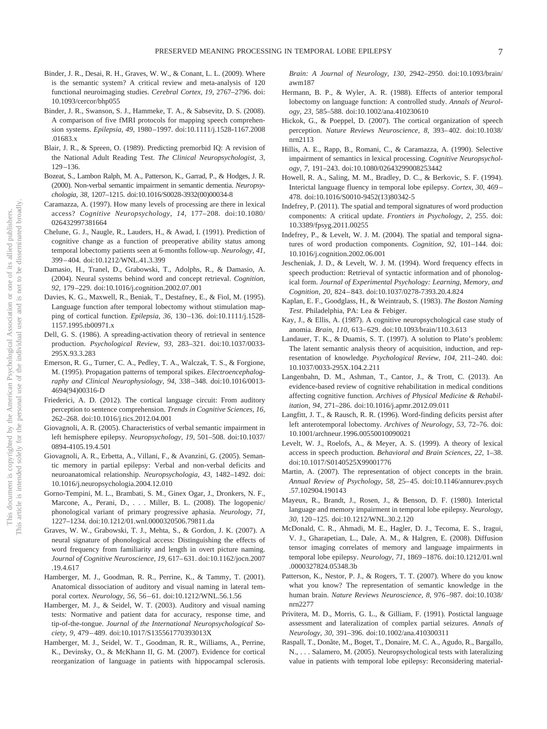Binder, J. R., Desai, R. H., Graves, W. W., & Conant, L. L. (2009). Where is the semantic system? A critical review and meta-analysis of 120 functional neuroimaging studies. *Cerebral Cortex, 19,* 2767–2796. doi:10.1093/cercor/bhp055

Binder, J. R., Swanson, S. J., Hammeke, T. A., & Sabsevitz, D. S. (2008). A comparison of five fMRI protocols for mapping speech comprehension systems. *Epilepsia, 49,* 1980–1997. doi:10.1111/j.1528-1167.2008.01683.x

Blair, J. R., & Spreen, O. (1989). Predicting premorbid IQ: A revision of the National Adult Reading Test. *The Clinical Neuropsychologist, 3,* 129–136.

Bozeat, S., Lambon Ralph, M. A., Patterson, K., Garrad, P., & Hodges, J. R. (2000). Non-verbal semantic impairment in semantic dementia. *Neuropsychologia, 38,* 1207–1215. doi:10.1016/S0028-3932(00)00034-8

Caramazza, A. (1997). How many levels of processing are there in lexical access? *Cognitive Neuropsychology, 14,* 177–208. doi:10.1080/026432997381664

Chelune, G. J., Naugle, R., Lauders, H., & Awad, I. (1991). Prediction of cognitive change as a function of preoperative ability status among temporal lobectomy patients seen at 6-months follow-up. *Neurology, 41,* 399–404. doi:10.1212/WNL.41.3.399

Damasio, H., Tranel, D., Grabowski, T., Adolphs, R., & Damasio, A. (2004). Neural systems behind word and concept retrieval. *Cognition, 92,* 179–229. doi:10.1016/j.cognition.2002.07.001

Davies, K. G., Maxwell, R., Beniak, T., Destafney, E., & Fiol, M. (1995). Language function after temporal lobectomy without stimulation mapping of cortical function. *Epilepsia, 36,* 130–136. doi:10.1111/j.1528-1157.1995.tb00971.x

Dell, G. S. (1986). A spreading-activation theory of retrieval in sentence production. *Psychological Review, 93,* 283–321. doi:10.1037/0033-295X.93.3.283

Emerson, R. G., Turner, C. A., Pedley, T. A., Walczak, T. S., & Forgione, M. (1995). Propagation patterns of temporal spikes. *Electroencephalography and Clinical Neurophysiology, 94,* 338–348. doi:10.1016/0013-4694(94)00316-D

Friederici, A. D. (2012). The cortical language circuit: From auditory perception to sentence comprehension. *Trends in Cognitive Sciences, 16,* 262–268. doi:10.1016/j.tics.2012.04.001

Giovagnoli, A. R. (2005). Characteristics of verbal semantic impairment in left hemisphere epilepsy. *Neuropsychology, 19,* 501–508. doi:10.1037/0894-4105.19.4.501

Giovagnoli, A. R., Erbetta, A., Villani, F., & Avanzini, G. (2005). Semantic memory in partial epilepsy: Verbal and non-verbal deficits and neuroanatomical relationship. *Neuropsychologia, 43,* 1482–1492. doi:10.1016/j.neuropsychologia.2004.12.010

Gorno-Tempini, M. L., Brambati, S. M., Ginex Ogar, J., Dronkers, N. F., Marcone, A., Perani, D., . . . Miller, B. L. (2008). The logopenic/phonological variant of primary progressive aphasia. *Neurology, 71,* 1227–1234. doi:10.1212/01.wnl.0000320506.79811.da

Graves, W. W., Grabowski, T. J., Mehta, S., & Gordon, J. K. (2007). A neural signature of phonological access: Distinguishing the effects of word frequency from familiarity and length in overt picture naming. *Journal of Cognitive Neuroscience, 19,* 617–631. doi:10.1162/jocn.2007.19.4.617

Hamberger, M. J., Goodman, R. R., Perrine, K., & Tammy, T. (2001). Anatomical dissociation of auditory and visual naming in lateral temporal cortex. *Neurology, 56,* 56–61. doi:10.1212/WNL.56.1.56

Hamberger, M. J., & Seidel, W. T. (2003). Auditory and visual naming tests: Normative and patient data for accuracy, response time, and tip-of-the-tongue. *Journal of the International Neuropsychological Society, 9,* 479–489. doi:10.1017/S135561770393013X

Hamberger, M. J., Seidel, W. T., Goodman, R. R., Williams, A., Perrine, K., Devinsky, O., & McKhann II, G. M. (2007). Evidence for cortical reorganization of language in patients with hippocampal sclerosis. *Brain: A Journal of Neurology, 130,* 2942–2950. doi:10.1093/brain/awm187

Hermann, B. P., & Wyler, A. R. (1988). Effects of anterior temporal lobectomy on language function: A controlled study. *Annals of Neurology, 23,* 585–588. doi:10.1002/ana.410230610

Hickok, G., & Poeppel, D. (2007). The cortical organization of speech perception. *Nature Reviews Neuroscience, 8,* 393–402. doi:10.1038/nrn2113

Hillis, A. E., Rapp, B., Romani, C., & Caramazza, A. (1990). Selective impairment of semantics in lexical processing. *Cognitive Neuropsychology, 7,* 191–243. doi:10.1080/02643299008253442

Howell, R. A., Saling, M. M., Bradley, D. C., & Berkovic, S. F. (1994). Interictal language fluency in temporal lobe epilepsy. *Cortex, 30,* 469–478. doi:10.1016/S0010-9452(13)80342-5

Indefrey, P. (2011). The spatial and temporal signatures of word production components: A critical update. *Frontiers in Psychology, 2,* 255. doi:10.3389/fpsyg.2011.00255

Indefrey, P., & Levelt, W. J. M. (2004). The spatial and temporal signatures of word production components. *Cognition, 92,* 101–144. doi:10.1016/j.cognition.2002.06.001

Jescheniak, J. D., & Levelt, W. J. M. (1994). Word frequency effects in speech production: Retrieval of syntactic information and of phonological form. *Journal of Experimental Psychology: Learning, Memory, and Cognition, 20,* 824–843. doi:10.1037/0278-7393.20.4.824

Kaplan, E. F., Goodglass, H., & Weintraub, S. (1983). *The Boston Naming Test.* Philadelphia, PA: Lea & Febiger.

Kay, J., & Ellis, A. (1987). A cognitive neuropsychological case study of anomia. *Brain, 110,* 613–629. doi:10.1093/brain/110.3.613

Landauer, T. K., & Duamis, S. T. (1997). A solution to Plato's problem: The latent semantic analysis theory of acquisition, induction, and representation of knowledge. *Psychological Review, 104,* 211–240. doi:10.1037/0033-295X.104.2.211

Langenbahn, D. M., Ashman, T., Cantor, J., & Trott, C. (2013). An evidence-based review of cognitive rehabilitation in medical conditions affecting cognitive function. *Archives of Physical Medicine & Rehabilitation, 94,* 271–286. doi:10.1016/j.apmr.2012.09.011

Langfitt, J. T., & Rausch, R. R. (1996). Word-finding deficits persist after left anterotemporal lobectomy. *Archives of Neurology, 53,* 72–76. doi:10.1001/archneur.1996.00550010090021

Levelt, W. J., Roelofs, A., & Meyer, A. S. (1999). A theory of lexical access in speech production. *Behavioral and Brain Sciences, 22,* 1–38. doi:10.1017/S0140525X99001776

Martin, A. (2007). The representation of object concepts in the brain. *Annual Review of Psychology, 58,* 25–45. doi:10.1146/annurev.psych.57.102904.190143

Mayeux, R., Brandt, J., Rosen, J., & Benson, D. F. (1980). Interictal language and memory impairment in temporal lobe epilepsy. *Neurology, 30,* 120–125. doi:10.1212/WNL.30.2.120

McDonald, C. R., Ahmadi, M. E., Hagler, D. J., Tecoma, E. S., Iragui, V. J., Gharapetian, L., Dale, A. M., & Halgren, E. (2008). Diffusion tensor imaging correlates of memory and language impairments in temporal lobe epilepsy. *Neurology, 71,* 1869–1876. doi:10.1212/01.wnl.0000327824.05348.3b

Patterson, K., Nestor, P. J., & Rogers, T. T. (2007). Where do you know what you know? The representation of semantic knowledge in the human brain. *Nature Reviews Neuroscience, 8,* 976–987. doi:10.1038/nrn2277

Privitera, M. D., Morris, G. L., & Gilliam, F. (1991). Postictal language assessment and lateralization of complex partial seizures. *Annals of Neurology, 30,* 391–396. doi:10.1002/ana.410300311

Raspall, T., Donãte, M., Boget, T., Donaire, M. C. A., Agudo, R., Bargallo, N., . . . Salamero, M. (2005). Neuropsychological tests with lateralizing value in patients with temporal lobe epilepsy: Reconsidering material-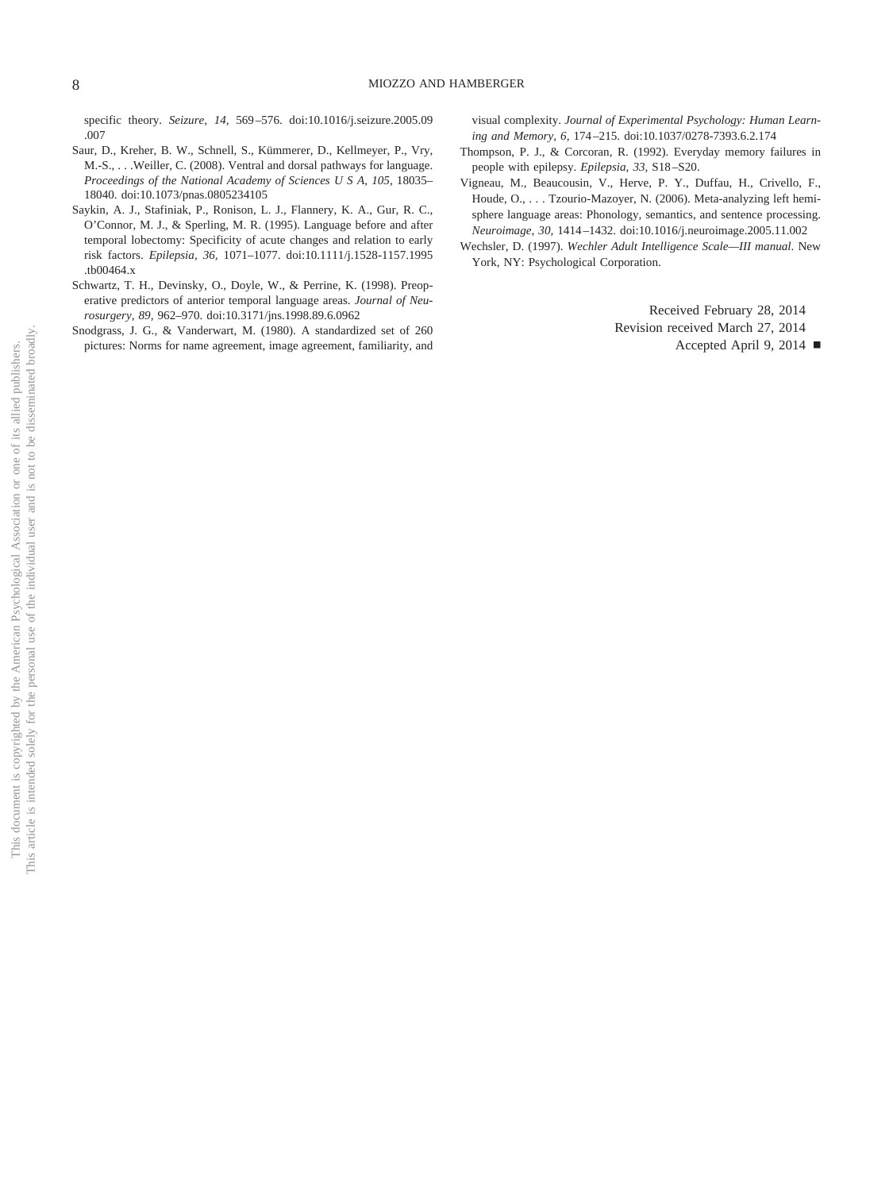specific theory. *Seizure, 14,* 569–576. doi:10.1016/j.seizure.2005.09.007

Saur, D., Kreher, B. W., Schnell, S., Kümmerer, D., Kellmeyer, P., Vry, M.-S., . . .Weiller, C. (2008). Ventral and dorsal pathways for language. *Proceedings of the National Academy of Sciences U S A, 105,* 18035–18040. doi:10.1073/pnas.0805234105

Saykin, A. J., Stafiniak, P., Ronison, L. J., Flannery, K. A., Gur, R. C., O'Connor, M. J., & Sperling, M. R. (1995). Language before and after temporal lobectomy: Specificity of acute changes and relation to early risk factors. *Epilepsia, 36,* 1071–1077. doi:10.1111/j.1528-1157.1995.tb00464.x

Schwartz, T. H., Devinsky, O., Doyle, W., & Perrine, K. (1998). Preoperative predictors of anterior temporal language areas. *Journal of Neurosurgery, 89,* 962–970. doi:10.3171/jns.1998.89.6.0962

Snodgrass, J. G., & Vanderwart, M. (1980). A standardized set of 260 pictures: Norms for name agreement, image agreement, familiarity, and visual complexity. *Journal of Experimental Psychology: Human Learning and Memory, 6,* 174–215. doi:10.1037/0278-7393.6.2.174

Thompson, P. J., & Corcoran, R. (1992). Everyday memory failures in people with epilepsy. *Epilepsia, 33,* S18–S20.

Vigneau, M., Beaucousin, V., Herve, P. Y., Duffau, H., Crivello, F., Houde, O., . . . Tzourio-Mazoyer, N. (2006). Meta-analyzing left hemisphere language areas: Phonology, semantics, and sentence processing. *Neuroimage, 30,* 1414–1432. doi:10.1016/j.neuroimage.2005.11.002

Wechsler, D. (1997). *Wechsler Adult Intelligence Scale—III manual*. New York, NY: Psychological Corporation.

Received February 28, 2014
Revision received March 27, 2014
Accepted April 9, 2014 ■